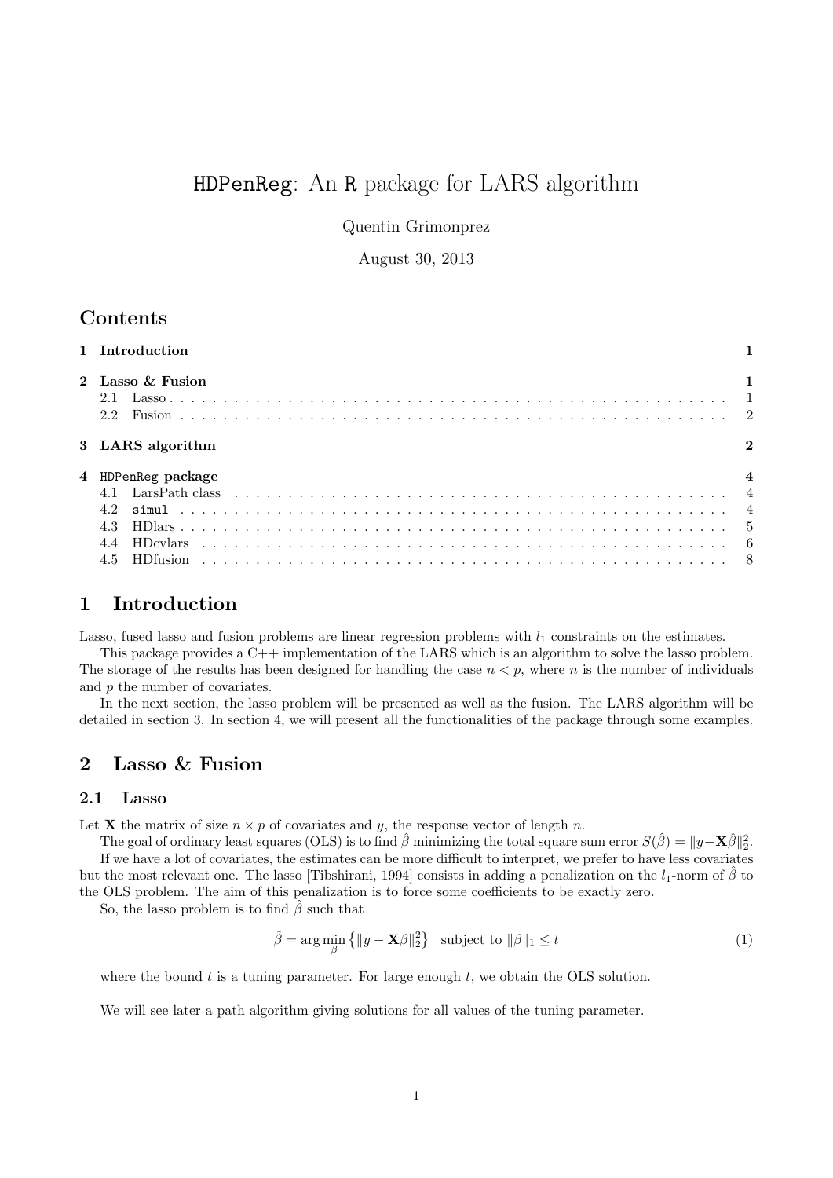# `HDPenReg`: An `R` package for LARS algorithm

Quentin Grimonprez

August 30, 2013

## Contents

| | |
|---|---|
| **1 Introduction** | **1** |
| **2 Lasso & Fusion** | **1** |
| 2.1 Lasso | 1 |
| 2.2 Fusion | 2 |
| **3 LARS algorithm** | **2** |
| **4 `HDPenReg` package** | **4** |
| 4.1 LarsPath class | 4 |
| 4.2 `simul` | 4 |
| 4.3 HDlars | 5 |
| 4.4 HDcvlars | 6 |
| 4.5 HDfusion | 8 |

## 1 Introduction

Lasso, fused lasso and fusion problems are linear regression problems with $l_1$ constraints on the estimates.

This package provides a C++ implementation of the LARS which is an algorithm to solve the lasso problem. The storage of the results has been designed for handling the case $n < p$, where $n$ is the number of individuals and $p$ the number of covariates.

In the next section, the lasso problem will be presented as well as the fusion. The LARS algorithm will be detailed in section 3. In section 4, we will present all the functionalities of the package through some examples.

## 2 Lasso & Fusion

### 2.1 Lasso

Let $\mathbf{X}$ the matrix of size $n \times p$ of covariates and $y$, the response vector of length $n$.

The goal of ordinary least squares (OLS) is to find $\hat{\beta}$ minimizing the total square sum error $S(\hat{\beta}) = \|y - \mathbf{X}\hat{\beta}\|_2^2$.

If we have a lot of covariates, the estimates can be more difficult to interpret, we prefer to have less covariates but the most relevant one. The lasso [Tibshirani, 1994] consists in adding a penalization on the $l_1$-norm of $\hat{\beta}$ to the OLS problem. The aim of this penalization is to force some coefficients to be exactly zero.

So, the lasso problem is to find $\hat{\beta}$ such that

$$\hat{\beta} = \arg\min_{\beta} \left\{ \|y - \mathbf{X}\beta\|_2^2 \right\} \quad \text{subject to } \|\beta\|_1 \leq t \tag{1}$$

where the bound $t$ is a tuning parameter. For large enough $t$, we obtain the OLS solution.

We will see later a path algorithm giving solutions for all values of the tuning parameter.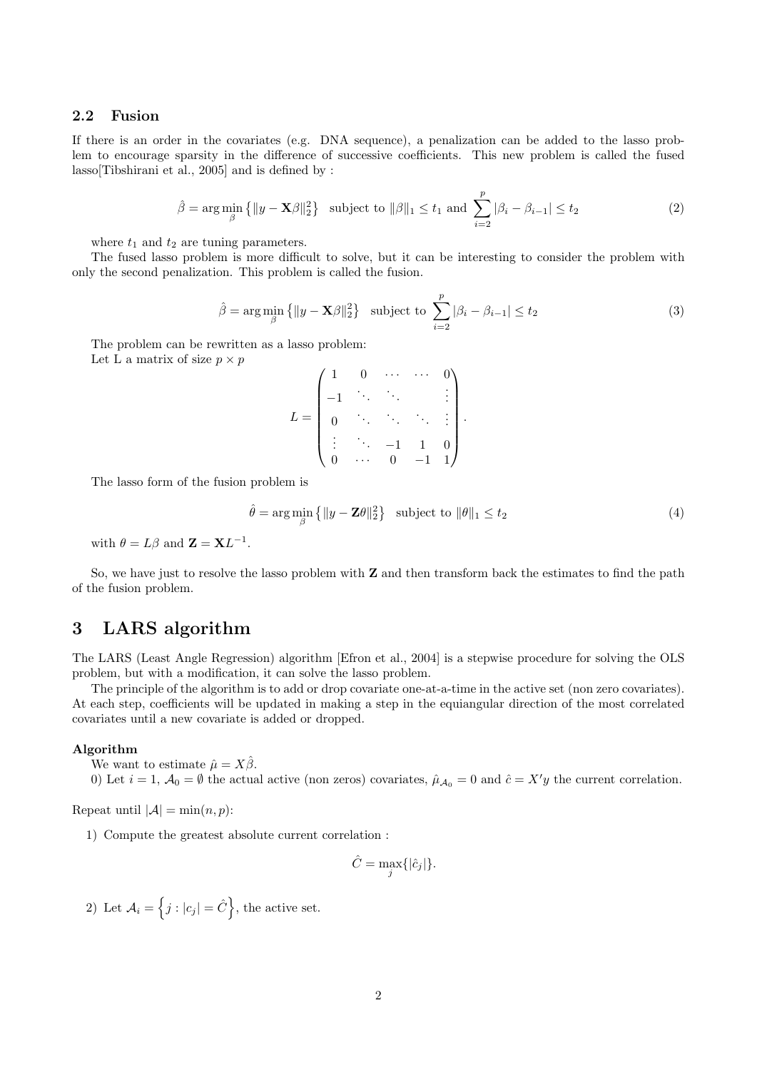### 2.2 Fusion

If there is an order in the covariates (e.g. DNA sequence), a penalization can be added to the lasso problem to encourage sparsity in the difference of successive coefficients. This new problem is called the fused lasso[Tibshirani et al., 2005] and is defined by :

$$\hat{\beta} = \arg\min_{\beta} \left\{ \|y - \mathbf{X}\beta\|_2^2 \right\} \quad \text{subject to } \|\beta\|_1 \leq t_1 \text{ and } \sum_{i=2}^{p} |\beta_i - \beta_{i-1}| \leq t_2 \tag{2}$$

where $t_1$ and $t_2$ are tuning parameters.

The fused lasso problem is more difficult to solve, but it can be interesting to consider the problem with only the second penalization. This problem is called the fusion.

$$\hat{\beta} = \arg\min_{\beta} \left\{ \|y - \mathbf{X}\beta\|_2^2 \right\} \quad \text{subject to } \sum_{i=2}^{p} |\beta_i - \beta_{i-1}| \leq t_2 \tag{3}$$

The problem can be rewritten as a lasso problem:
Let L a matrix of size $p \times p$

$$L = \begin{pmatrix} 1 & 0 & \cdots & \cdots & 0 \\ -1 & \ddots & \ddots & & \vdots \\ 0 & \ddots & \ddots & \ddots & \vdots \\ \vdots & \ddots & -1 & 1 & 0 \\ 0 & \cdots & 0 & -1 & 1 \end{pmatrix}.$$

The lasso form of the fusion problem is

$$\hat{\theta} = \arg\min_{\beta} \left\{ \|y - \mathbf{Z}\theta\|_2^2 \right\} \quad \text{subject to } \|\theta\|_1 \leq t_2 \tag{4}$$

with $\theta = L\beta$ and $\mathbf{Z} = \mathbf{X}L^{-1}$.

So, we have just to resolve the lasso problem with $\mathbf{Z}$ and then transform back the estimates to find the path of the fusion problem.

## 3 LARS algorithm

The LARS (Least Angle Regression) algorithm [Efron et al., 2004] is a stepwise procedure for solving the OLS problem, but with a modification, it can solve the lasso problem.

The principle of the algorithm is to add or drop covariate one-at-a-time in the active set (non zero covariates). At each step, coefficients will be updated in making a step in the equiangular direction of the most correlated covariates until a new covariate is added or dropped.

**Algorithm**

We want to estimate $\hat{\mu} = X\hat{\beta}$.

0) Let $i = 1$, $\mathcal{A}_0 = \emptyset$ the actual active (non zeros) covariates, $\hat{\mu}_{\mathcal{A}_0} = 0$ and $\hat{c} = X'y$ the current correlation.

Repeat until $|\mathcal{A}| = \min(n, p)$:

1) Compute the greatest absolute current correlation :

$$\hat{C} = \max_j \{|\hat{c}_j|\}.$$

2) Let $\mathcal{A}_i = \left\{ j : |c_j| = \hat{C} \right\}$, the active set.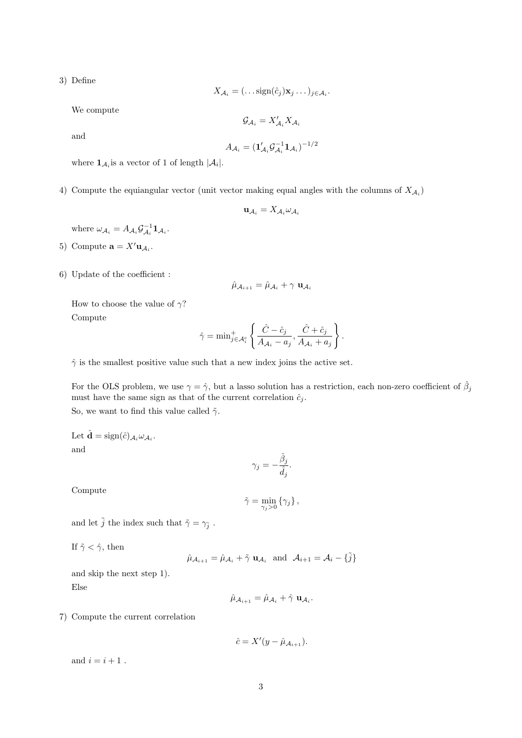3) Define

$$X_{\mathcal{A}_i} = (\ldots \text{sign}(\hat{c}_j)\mathbf{x}_j \ldots)_{j \in \mathcal{A}_i}.$$

We compute

$$\mathcal{G}_{\mathcal{A}_i} = X'_{\mathcal{A}_i} X_{\mathcal{A}_i}$$

and

$$A_{\mathcal{A}_i} = (\mathbf{1}'_{\mathcal{A}_i} \mathcal{G}_{\mathcal{A}_i}^{-1} \mathbf{1}_{\mathcal{A}_i})^{-1/2}$$

where $\mathbf{1}_{\mathcal{A}_i}$is a vector of 1 of length $|\mathcal{A}_i|$.

4) Compute the equiangular vector (unit vector making equal angles with the columns of $X_{\mathcal{A}_i}$)

$$\mathbf{u}_{\mathcal{A}_i} = X_{\mathcal{A}_i} \omega_{\mathcal{A}_i}$$

where $\omega_{\mathcal{A}_i} = A_{\mathcal{A}_i} \mathcal{G}_{\mathcal{A}_i}^{-1} \mathbf{1}_{\mathcal{A}_i}$.

5) Compute $\mathbf{a} = X' \mathbf{u}_{\mathcal{A}_i}$.

6) Update of the coefficient :

$$\hat{\mu}_{\mathcal{A}_{i+1}} = \hat{\mu}_{\mathcal{A}_i} + \gamma \ \mathbf{u}_{\mathcal{A}_i}$$

How to choose the value of $\gamma$?

Compute

$$\hat{\gamma} = \min{}^{+}_{j \in \mathcal{A}_i^c} \left\{ \frac{\hat{C} - \hat{c}_j}{A_{\mathcal{A}_i} - a_j}, \frac{\hat{C} + \hat{c}_j}{A_{\mathcal{A}_i} + a_j} \right\}.$$

$\hat{\gamma}$ is the smallest positive value such that a new index joins the active set.

For the OLS problem, we use $\gamma = \hat{\gamma}$, but a lasso solution has a restriction, each non-zero coefficient of $\hat{\beta}_j$ must have the same sign as that of the current correlation $\hat{c}_j$.

So, we want to find this value called $\tilde{\gamma}$.

Let $\hat{\mathbf{d}} = \text{sign}(\hat{c})_{\mathcal{A}_i} \omega_{\mathcal{A}_i}$.

and

$$\gamma_j = -\frac{\hat{\beta}_j}{\hat{d}_j}.$$

Compute

$$\tilde{\gamma} = \min_{\gamma_j > 0} \{\gamma_j\},$$

and let $\tilde{j}$ the index such that $\tilde{\gamma} = \gamma_{\tilde{j}}$ .

If $\tilde{\gamma} < \hat{\gamma}$, then

$$\hat{\mu}_{\mathcal{A}_{i+1}} = \hat{\mu}_{\mathcal{A}_i} + \tilde{\gamma} \ \mathbf{u}_{\mathcal{A}_i} \ \text{ and } \ \mathcal{A}_{i+1} = \mathcal{A}_i - \{\tilde{j}\}$$

and skip the next step 1).

Else

$$\hat{\mu}_{\mathcal{A}_{i+1}} = \hat{\mu}_{\mathcal{A}_i} + \hat{\gamma} \ \mathbf{u}_{\mathcal{A}_i}.$$

7) Compute the current correlation

$$\hat{c} = X'(y - \hat{\mu}_{\mathcal{A}_{i+1}}).$$

and $i = i + 1$ .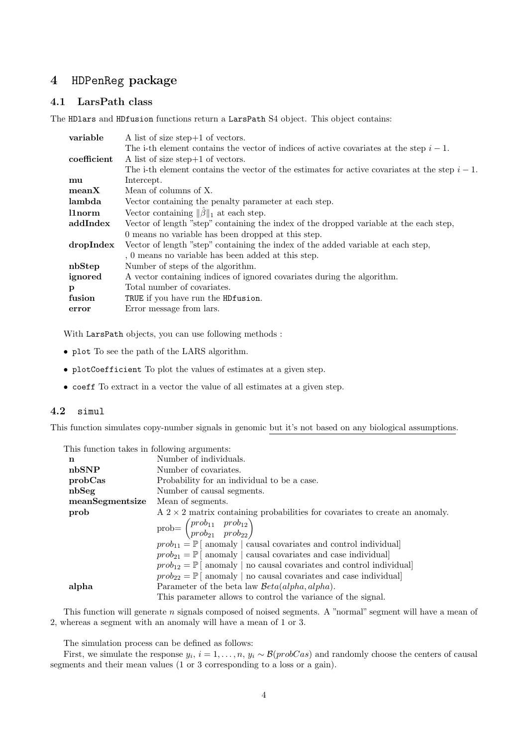## 4 HDPenReg package

### 4.1 LarsPath class

The HDlars and HDfusion functions return a LarsPath S4 object. This object contains:

| | |
|---|---|
| **variable** | A list of size step+1 of vectors. The i-th element contains the vector of indices of active covariates at the step $i-1$. |
| **coefficient** | A list of size step+1 of vectors. The i-th element contains the vector of the estimates for active covariates at the step $i-1$. |
| **mu** | Intercept. |
| **meanX** | Mean of columns of X. |
| **lambda** | Vector containing the penalty parameter at each step. |
| **l1norm** | Vector containing $\|\hat{\beta}\|_1$ at each step. |
| **addIndex** | Vector of length "step" containing the index of the dropped variable at the each step, 0 means no variable has been dropped at this step. |
| **dropIndex** | Vector of length "step" containing the index of the added variable at each step, , 0 means no variable has been added at this step. |
| **nbStep** | Number of steps of the algorithm. |
| **ignored** | A vector containing indices of ignored covariates during the algorithm. |
| **p** | Total number of covariates. |
| **fusion** | TRUE if you have run the HDfusion. |
| **error** | Error message from lars. |

With LarsPath objects, you can use following methods :

- plot To see the path of the LARS algorithm.
- plotCoefficient To plot the values of estimates at a given step.
- coeff To extract in a vector the value of all estimates at a given step.

### 4.2 simul

This function simulates copy-number signals in genomic but it's not based on any biological assumptions.

This function takes in following arguments:

| | |
|---|---|
| **n** | Number of individuals. |
| **nbSNP** | Number of covariates. |
| **probCas** | Probability for an individual to be a case. |
| **nbSeg** | Number of causal segments. |
| **meanSegmentsize** | Mean of segments. |
| **prob** | A $2 \times 2$ matrix containing probabilities for covariates to create an anomaly. prob= $\begin{pmatrix} prob_{11} & prob_{12} \\ prob_{21} & prob_{22} \end{pmatrix}$ $prob_{11} = \mathbb{P}[\text{ anomaly } \mid \text{ causal covariates and control individual}]$ $prob_{21} = \mathbb{P}[\text{ anomaly } \mid \text{ causal covariates and case individual}]$ $prob_{12} = \mathbb{P}[\text{ anomaly } \mid \text{ no causal covariates and control individual}]$ $prob_{22} = \mathbb{P}[\text{ anomaly } \mid \text{ no causal covariates and case individual}]$ |
| **alpha** | Parameter of the beta law $\mathcal{B}eta(alpha, alpha)$. This parameter allows to control the variance of the signal. |

This function will generate $n$ signals composed of noised segments. A "normal" segment will have a mean of 2, whereas a segment with an anomaly will have a mean of 1 or 3.

The simulation process can be defined as follows:

First, we simulate the response $y_i$, $i = 1, \ldots, n$, $y_i \sim \mathcal{B}(probCas)$ and randomly choose the centers of causal segments and their mean values (1 or 3 corresponding to a loss or a gain).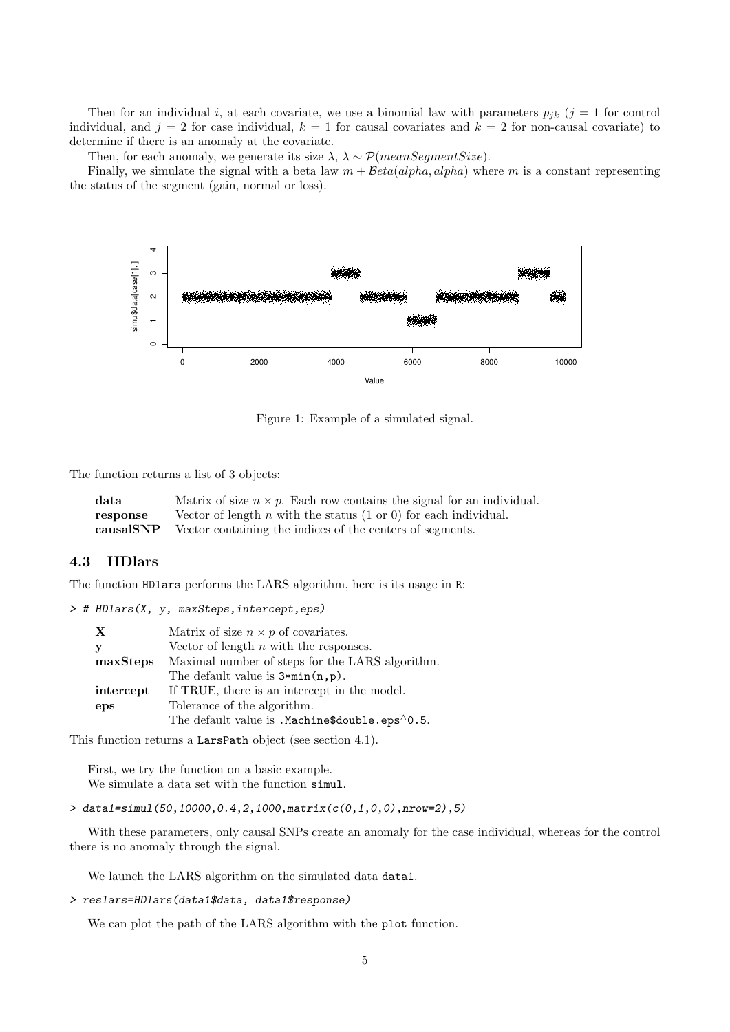Then for an individual $i$, at each covariate, we use a binomial law with parameters $p_{jk}$ ($j = 1$ for control individual, and $j = 2$ for case individual, $k = 1$ for causal covariates and $k = 2$ for non-causal covariate) to determine if there is an anomaly at the covariate.

Then, for each anomaly, we generate its size $\lambda$, $\lambda \sim \mathcal{P}(meanSegmentSize)$.

Finally, we simulate the signal with a beta law $m + \mathcal{B}eta(alpha, alpha)$ where $m$ is a constant representing the status of the segment (gain, normal or loss).

Figure 1: Example of a simulated signal.

The function returns a list of 3 objects:

| | |
|---|---|
| **data** | Matrix of size $n \times p$. Each row contains the signal for an individual. |
| **response** | Vector of length $n$ with the status (1 or 0) for each individual. |
| **causalSNP** | Vector containing the indices of the centers of segments. |

### 4.3 HDlars

The function `HDlars` performs the LARS algorithm, here is its usage in `R`:

```
> # HDlars(X, y, maxSteps,intercept,eps)
```

| | |
|---|---|
| **X** | Matrix of size $n \times p$ of covariates. |
| **y** | Vector of length $n$ with the responses. |
| **maxSteps** | Maximal number of steps for the LARS algorithm. The default value is `3*min(n,p)`. |
| **intercept** | If TRUE, there is an intercept in the model. |
| **eps** | Tolerance of the algorithm. The default value is `.Machine$double.eps^0.5`. |

This function returns a `LarsPath` object (see section 4.1).

First, we try the function on a basic example.
We simulate a data set with the function `simul`.

```
> data1=simul(50,10000,0.4,2,1000,matrix(c(0,1,0,0),nrow=2),5)
```

With these parameters, only causal SNPs create an anomaly for the case individual, whereas for the control there is no anomaly through the signal.

We launch the LARS algorithm on the simulated data `data1`.

```
> reslars=HDlars(data1$data, data1$response)
```

We can plot the path of the LARS algorithm with the `plot` function.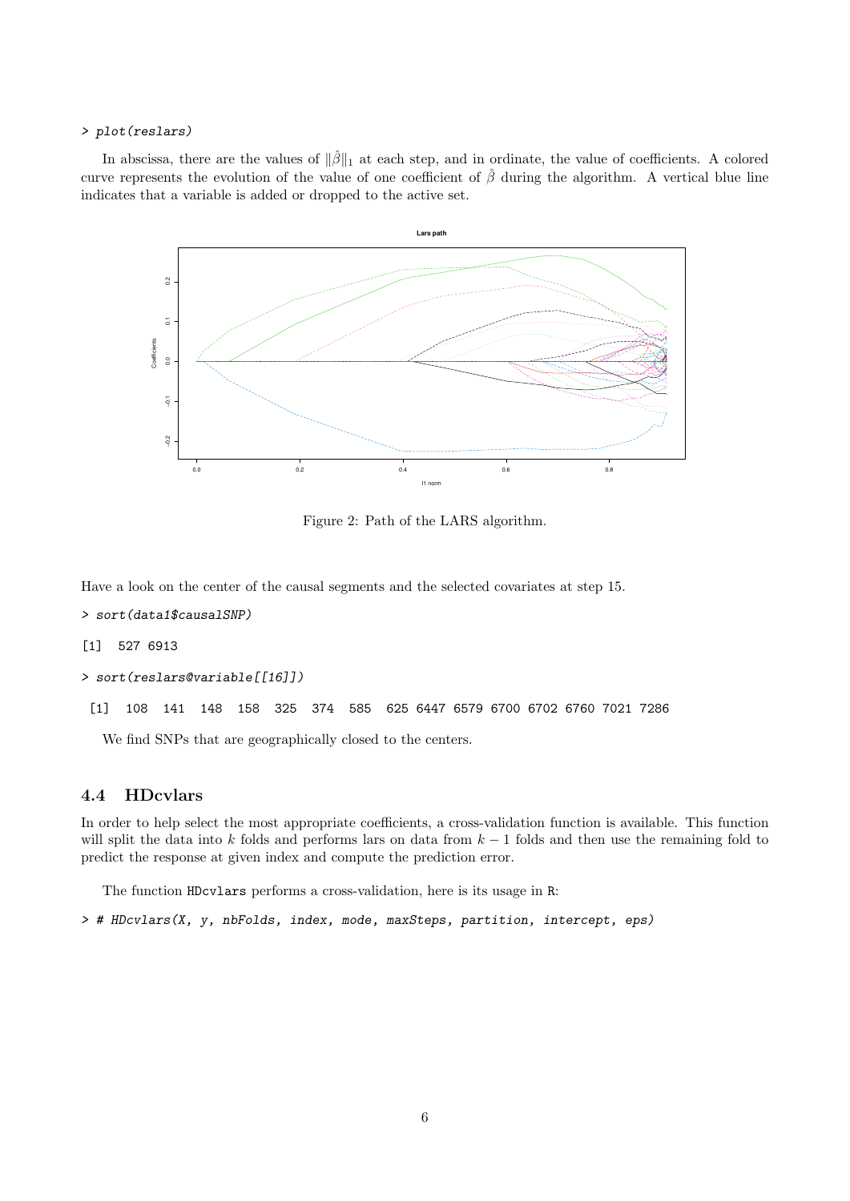```
> plot(reslars)
```

In abscissa, there are the values of $\|\hat{\beta}\|_1$ at each step, and in ordinate, the value of coefficients. A colored curve represents the evolution of the value of one coefficient of $\hat{\beta}$ during the algorithm. A vertical blue line indicates that a variable is added or dropped to the active set.

Figure 2: Path of the LARS algorithm.

Have a look on the center of the causal segments and the selected covariates at step 15.

```
> sort(data1$causalSNP)
[1]  527 6913
> sort(reslars@variable[[16]])
 [1]  108  141  148  158  325  374  585  625 6447 6579 6700 6702 6760 7021 7286
```

We find SNPs that are geographically closed to the centers.

### 4.4 HDcvlars

In order to help select the most appropriate coefficients, a cross-validation function is available. This function will split the data into $k$ folds and performs lars on data from $k-1$ folds and then use the remaining fold to predict the response at given index and compute the prediction error.

The function `HDcvlars` performs a cross-validation, here is its usage in R:

```
> # HDcvlars(X, y, nbFolds, index, mode, maxSteps, partition, intercept, eps)
```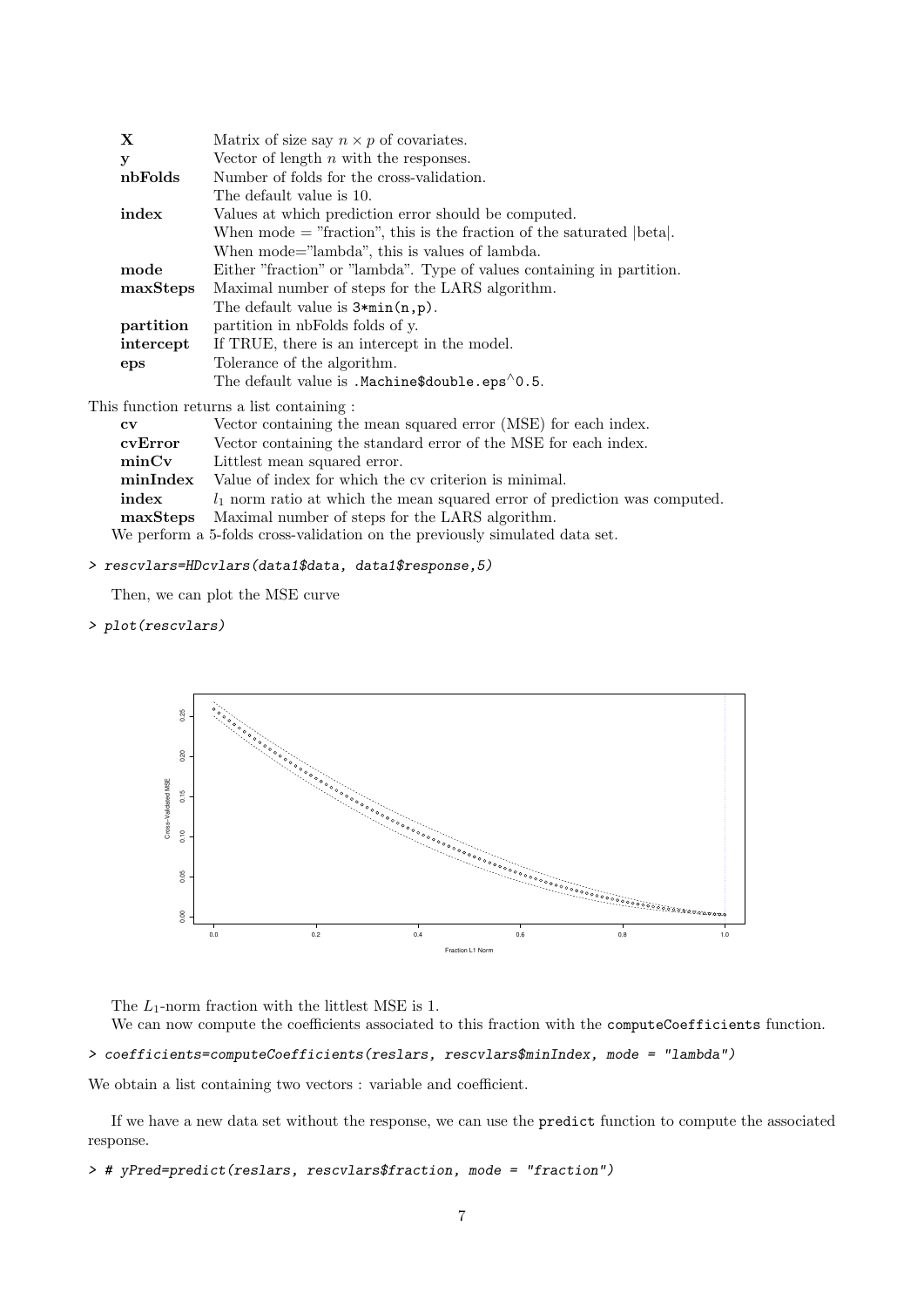| | |
|---|---|
| **X** | Matrix of size say $n \times p$ of covariates. |
| **y** | Vector of length $n$ with the responses. |
| **nbFolds** | Number of folds for the cross-validation. The default value is 10. |
| **index** | Values at which prediction error should be computed. When mode = "fraction", this is the fraction of the saturated \|beta\|. When mode="lambda", this is values of lambda. |
| **mode** | Either "fraction" or "lambda". Type of values containing in partition. |
| **maxSteps** | Maximal number of steps for the LARS algorithm. The default value is `3*min(n,p)`. |
| **partition** | partition in nbFolds folds of y. |
| **intercept** | If TRUE, there is an intercept in the model. |
| **eps** | Tolerance of the algorithm. The default value is `.Machine$double.eps^0.5`. |

This function returns a list containing :

| | |
|---|---|
| **cv** | Vector containing the mean squared error (MSE) for each index. |
| **cvError** | Vector containing the standard error of the MSE for each index. |
| **minCv** | Littlest mean squared error. |
| **minIndex** | Value of index for which the cv criterion is minimal. |
| **index** | $l_1$ norm ratio at which the mean squared error of prediction was computed. |
| **maxSteps** | Maximal number of steps for the LARS algorithm. |

We perform a 5-folds cross-validation on the previously simulated data set.

```
> rescvlars=HDcvlars(data1$data, data1$response,5)
```

Then, we can plot the MSE curve

```
> plot(rescvlars)
```

The $L_1$-norm fraction with the littlest MSE is 1.

We can now compute the coefficients associated to this fraction with the `computeCoefficients` function.

```
> coefficients=computeCoefficients(reslars, rescvlars$minIndex, mode = "lambda")
```

We obtain a list containing two vectors : variable and coefficient.

If we have a new data set without the response, we can use the `predict` function to compute the associated response.

```
> # yPred=predict(reslars, rescvlars$fraction, mode = "fraction")
```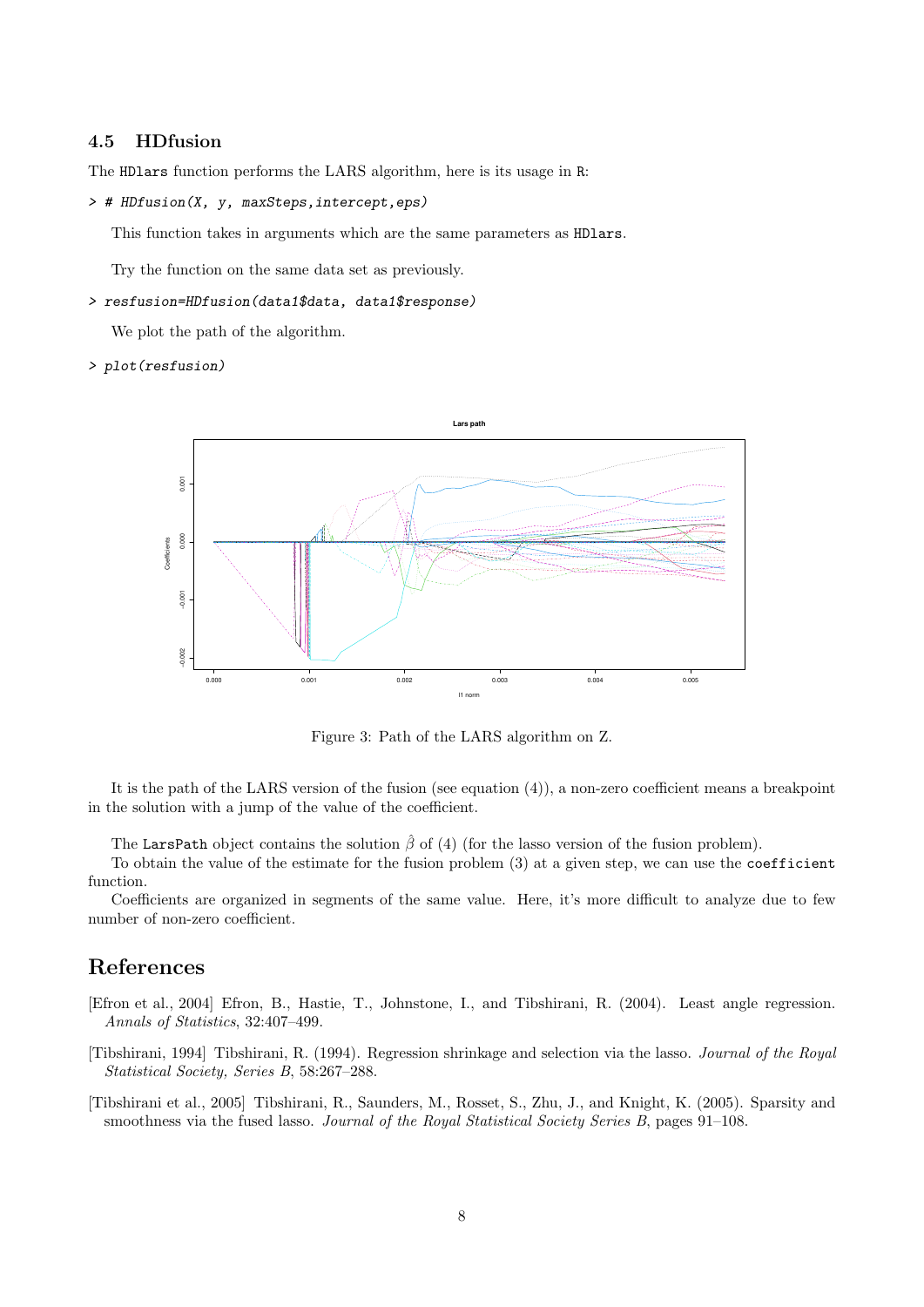### 4.5 HDfusion

The HDlars function performs the LARS algorithm, here is its usage in R:

```
> # HDfusion(X, y, maxSteps,intercept,eps)
```

This function takes in arguments which are the same parameters as HDlars.

Try the function on the same data set as previously.

```
> resfusion=HDfusion(data1$data, data1$response)
```

We plot the path of the algorithm.

```
> plot(resfusion)
```

Figure 3: Path of the LARS algorithm on Z.

It is the path of the LARS version of the fusion (see equation (4)), a non-zero coefficient means a breakpoint in the solution with a jump of the value of the coefficient.

The LarsPath object contains the solution $\hat{\beta}$ of (4) (for the lasso version of the fusion problem).

To obtain the value of the estimate for the fusion problem (3) at a given step, we can use the coefficient function.

Coefficients are organized in segments of the same value. Here, it's more difficult to analyze due to few number of non-zero coefficient.

## References

[Efron et al., 2004] Efron, B., Hastie, T., Johnstone, I., and Tibshirani, R. (2004). Least angle regression. *Annals of Statistics*, 32:407–499.

[Tibshirani, 1994] Tibshirani, R. (1994). Regression shrinkage and selection via the lasso. *Journal of the Royal Statistical Society, Series B*, 58:267–288.

[Tibshirani et al., 2005] Tibshirani, R., Saunders, M., Rosset, S., Zhu, J., and Knight, K. (2005). Sparsity and smoothness via the fused lasso. *Journal of the Royal Statistical Society Series B*, pages 91–108.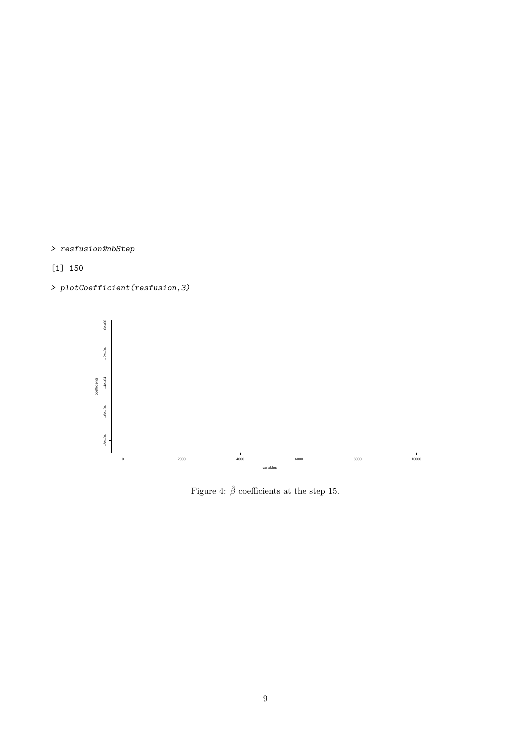```
> resfusion@nbStep
[1] 150
> plotCoefficient(resfusion,3)
```

0e+00
-2e-04
-4e-04
-6e-04
-8e-04
coefficients
0
2000
4000
6000
8000
10000
variables

Figure 4: $\hat{\beta}$ coefficients at the step 15.